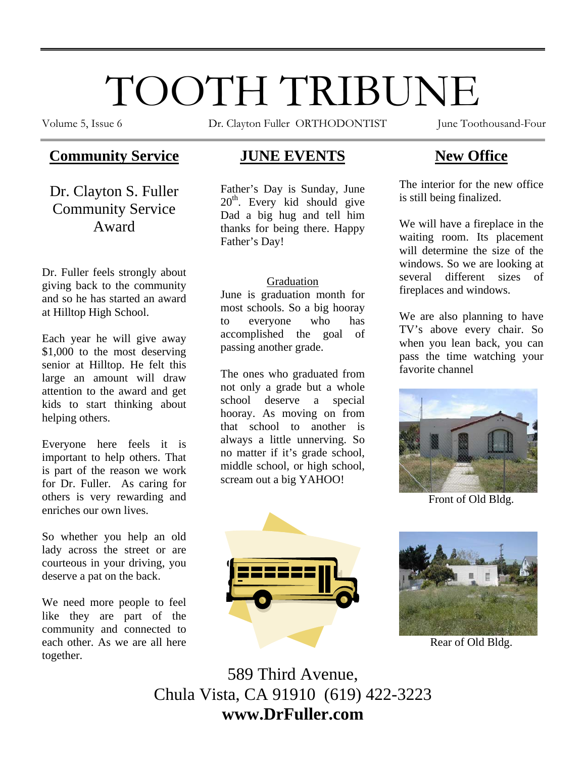# TOOTH TRIBUNE

Volume 5, Issue 6 — Dr. Clayton Fuller ORTHODONTIST — June Toothousand-Four

## Community Service

### Dr. Clayton S. Fuller Community Service Award

Dr. Fuller feels strongly about giving back to the community and so he has started an award at Hilltop High School.

Each year he will give away $1,000 to the most deserving senior at Hilltop. He felt this large an amount will draw attention to the award and get kids to start thinking about helping others.

Everyone here feels it is important to help others. That is part of the reason we work for Dr. Fuller. As caring for others is very rewarding and enriches our own lives.

So whether you help an old lady across the street or are courteous in your driving, you deserve a pat on the back.

We need more people to feel like they are part of the community and connected to each other. As we are all here together.

## JUNE EVENTS

Father's Day is Sunday, June 20th. Every kid should give Dad a big hug and tell him thanks for being there. Happy Father's Day!

Graduation

June is graduation month for most schools. So a big hooray to everyone who has accomplished the goal of passing another grade.

The ones who graduated from not only a grade but a whole school deserve a special hooray. As moving on from that school to another is always a little unnerving. So no matter if it's grade school, middle school, or high school, scream out a big YAHOO!

## New Office

The interior for the new office is still being finalized.

We will have a fireplace in the waiting room. Its placement will determine the size of the windows. So we are looking at several different sizes of fireplaces and windows.

We are also planning to have TV's above every chair. So when you lean back, you can pass the time watching your favorite channel

Front of Old Bldg.

Rear of Old Bldg.

589 Third Avenue,
Chula Vista, CA 91910 (619) 422-3223
**www.DrFuller.com**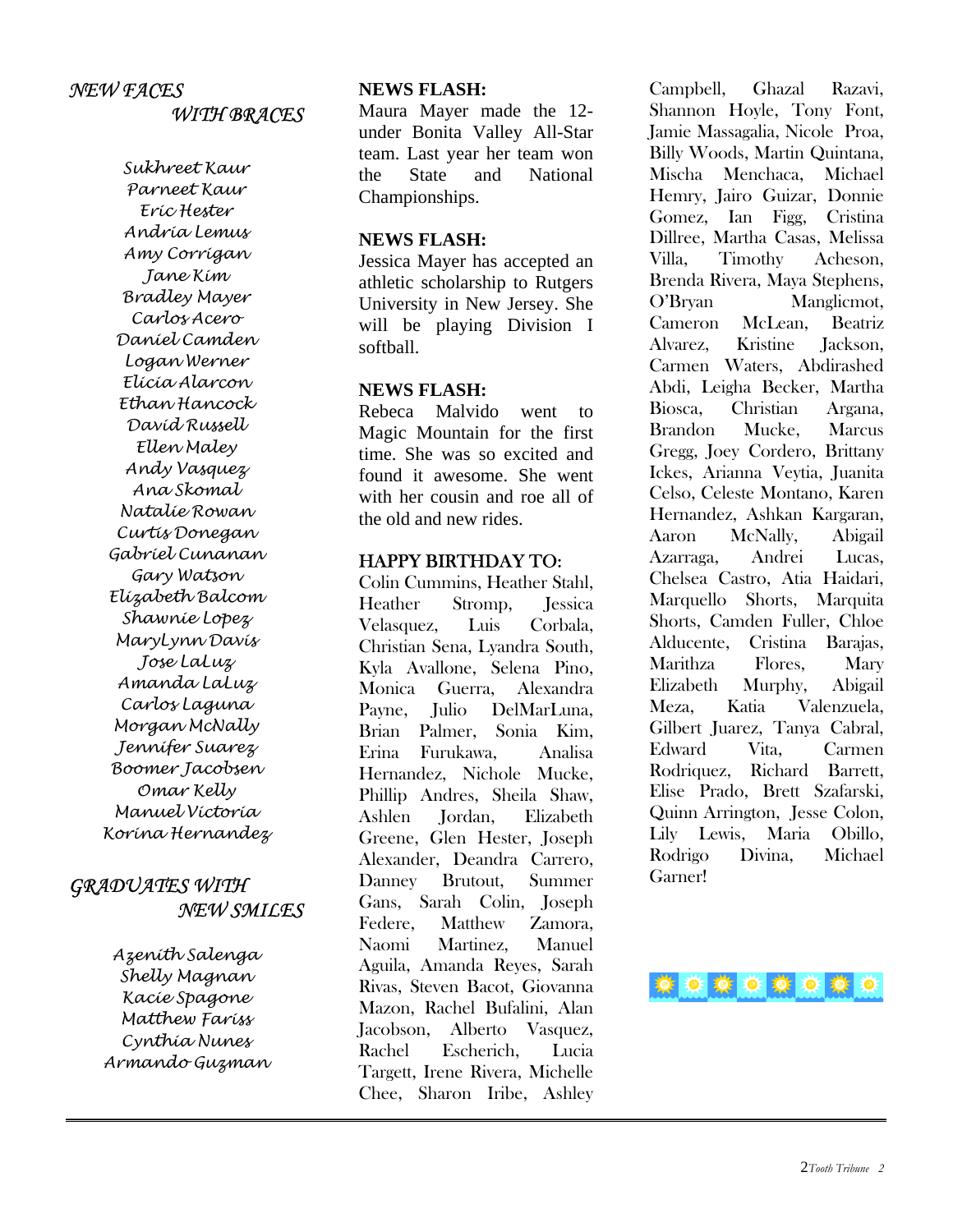## *NEW FACES WITH BRACES*

*Sukhreet Kaur*
*Parneet Kaur*
*Eric Hester*
*Andria Lemus*
*Amy Corrigan*
*Jane Kim*
*Bradley Mayer*
*Carlos Acero*
*Daniel Camden*
*Logan Werner*
*Elicia Alarcon*
*Ethan Hancock*
*David Russell*
*Ellen Maley*
*Andy Vasquez*
*Ana Skomal*
*Natalie Rowan*
*Curtis Donegan*
*Gabriel Cunanan*
*Gary Watson*
*Elizabeth Balcom*
*Shawnie Lopez*
*MaryLynn Davis*
*Jose LaLuz*
*Amanda LaLuz*
*Carlos Laguna*
*Morgan McNally*
*Jennifer Suarez*
*Boomer Jacobsen*
*Omar Kelly*
*Manuel Victoria*
*Korina Hernandez*

## *GRADUATES WITH NEW SMILES*

*Azenith Salenga*
*Shelly Magnan*
*Kacie Spagone*
*Matthew Fariss*
*Cynthia Nunes*
*Armando Guzman*

**NEWS FLASH:**

Maura Mayer made the 12-under Bonita Valley All-Star team. Last year her team won the State and National Championships.

**NEWS FLASH:**

Jessica Mayer has accepted an athletic scholarship to Rutgers University in New Jersey. She will be playing Division I softball.

**NEWS FLASH:**

Rebeca Malvido went to Magic Mountain for the first time. She was so excited and found it awesome. She went with her cousin and roe all of the old and new rides.

**HAPPY BIRTHDAY TO:**

Colin Cummins, Heather Stahl, Heather Stromp, Jessica Velasquez, Luis Corbala, Christian Sena, Lyandra South, Kyla Avallone, Selena Pino, Monica Guerra, Alexandra Payne, Julio DelMarLuna, Brian Palmer, Sonia Kim, Erina Furukawa, Analisa Hernandez, Nichole Mucke, Phillip Andres, Sheila Shaw, Ashlen Jordan, Elizabeth Greene, Glen Hester, Joseph Alexander, Deandra Carrero, Danney Brutout, Summer Gans, Sarah Colin, Joseph Federe, Matthew Zamora, Naomi Martinez, Manuel Aguila, Amanda Reyes, Sarah Rivas, Steven Bacot, Giovanna Mazon, Rachel Bufalini, Alan Jacobson, Alberto Vasquez, Rachel Escherich, Lucia Targett, Irene Rivera, Michelle Chee, Sharon Iribe, Ashley Campbell, Ghazal Razavi, Shannon Hoyle, Tony Font, Jamie Massagalia, Nicole Proa, Billy Woods, Martin Quintana, Mischa Menchaca, Michael Hemry, Jairo Guizar, Donnie Gomez, Ian Figg, Cristina Dillree, Martha Casas, Melissa Villa, Timothy Acheson, Brenda Rivera, Maya Stephens, O'Bryan Manglicmot, Cameron McLean, Beatriz Alvarez, Kristine Jackson, Carmen Waters, Abdirashed Abdi, Leigha Becker, Martha Biosca, Christian Argana, Brandon Mucke, Marcus Gregg, Joey Cordero, Brittany Ickes, Arianna Veytia, Juanita Celso, Celeste Montano, Karen Hernandez, Ashkan Kargaran, Aaron McNally, Abigail Azarraga, Andrei Lucas, Chelsea Castro, Atia Haidari, Marquello Shorts, Marquita Shorts, Camden Fuller, Chloe Alducente, Cristina Barajas, Marithza Flores, Mary Elizabeth Murphy, Abigail Meza, Katia Valenzuela, Gilbert Juarez, Tanya Cabral, Edward Vita, Carmen Rodriquez, Richard Barrett, Elise Prado, Brett Szafarski, Quinn Arrington, Jesse Colon, Lily Lewis, Maria Obillo, Rodrigo Divina, Michael Garner!